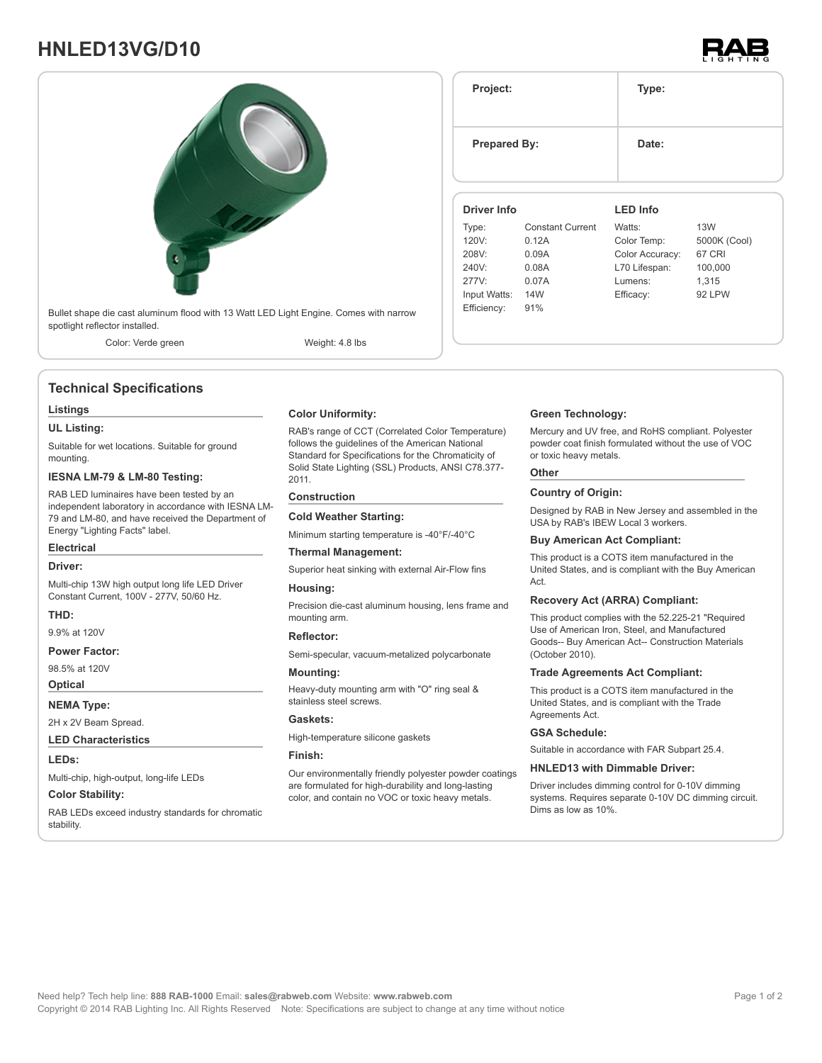# HNLED13VG/D10

Bullet shape die cast aluminum flood with 13 Watt LED Light Engine. Comes with narrow spotlight reflector installed.

Color: Verde green | Weight: 4.8 lbs

| Project: | Type: |
|---|---|
| Prepared By: | Date: |

**Driver Info**

| | |
|---|---|
| Type: | Constant Current |
| 120V: | 0.12A |
| 208V: | 0.09A |
| 240V: | 0.08A |
| 277V: | 0.07A |
| Input Watts: | 14W |
| Efficiency: | 91% |

**LED Info**

| | |
|---|---|
| Watts: | 13W |
| Color Temp: | 5000K (Cool) |
| Color Accuracy: | 67 CRI |
| L70 Lifespan: | 100,000 |
| Lumens: | 1,315 |
| Efficacy: | 92 LPW |

## Technical Specifications

### Listings

**UL Listing:**

Suitable for wet locations. Suitable for ground mounting.

**IESNA LM-79 & LM-80 Testing:**

RAB LED luminaires have been tested by an independent laboratory in accordance with IESNA LM-79 and LM-80, and have received the Department of Energy "Lighting Facts" label.

### Electrical

**Driver:**

Multi-chip 13W high output long life LED Driver Constant Current, 100V - 277V, 50/60 Hz.

**THD:**

9.9% at 120V

**Power Factor:**

98.5% at 120V

### Optical

**NEMA Type:**

2H x 2V Beam Spread.

### LED Characteristics

**LEDs:**

Multi-chip, high-output, long-life LEDs

**Color Stability:**

RAB LEDs exceed industry standards for chromatic stability.

**Color Uniformity:**

RAB's range of CCT (Correlated Color Temperature) follows the guidelines of the American National Standard for Specifications for the Chromaticity of Solid State Lighting (SSL) Products, ANSI C78.377-2011.

### Construction

**Cold Weather Starting:**

Minimum starting temperature is -40°F/-40°C

**Thermal Management:**

Superior heat sinking with external Air-Flow fins

**Housing:**

Precision die-cast aluminum housing, lens frame and mounting arm.

**Reflector:**

Semi-specular, vacuum-metalized polycarbonate

**Mounting:**

Heavy-duty mounting arm with "O" ring seal & stainless steel screws.

**Gaskets:**

High-temperature silicone gaskets

**Finish:**

Our environmentally friendly polyester powder coatings are formulated for high-durability and long-lasting color, and contain no VOC or toxic heavy metals.

**Green Technology:**

Mercury and UV free, and RoHS compliant. Polyester powder coat finish formulated without the use of VOC or toxic heavy metals.

### Other

**Country of Origin:**

Designed by RAB in New Jersey and assembled in the USA by RAB's IBEW Local 3 workers.

**Buy American Act Compliant:**

This product is a COTS item manufactured in the United States, and is compliant with the Buy American Act.

**Recovery Act (ARRA) Compliant:**

This product complies with the 52.225-21 "Required Use of American Iron, Steel, and Manufactured Goods-- Buy American Act-- Construction Materials (October 2010).

**Trade Agreements Act Compliant:**

This product is a COTS item manufactured in the United States, and is compliant with the Trade Agreements Act.

**GSA Schedule:**

Suitable in accordance with FAR Subpart 25.4.

**HNLED13 with Dimmable Driver:**

Driver includes dimming control for 0-10V dimming systems. Requires separate 0-10V DC dimming circuit. Dims as low as 10%.

Need help? Tech help line: **888 RAB-1000** Email: **sales@rabweb.com** Website: **www.rabweb.com**
Copyright © 2014 RAB Lighting Inc. All Rights Reserved Note: Specifications are subject to change at any time without notice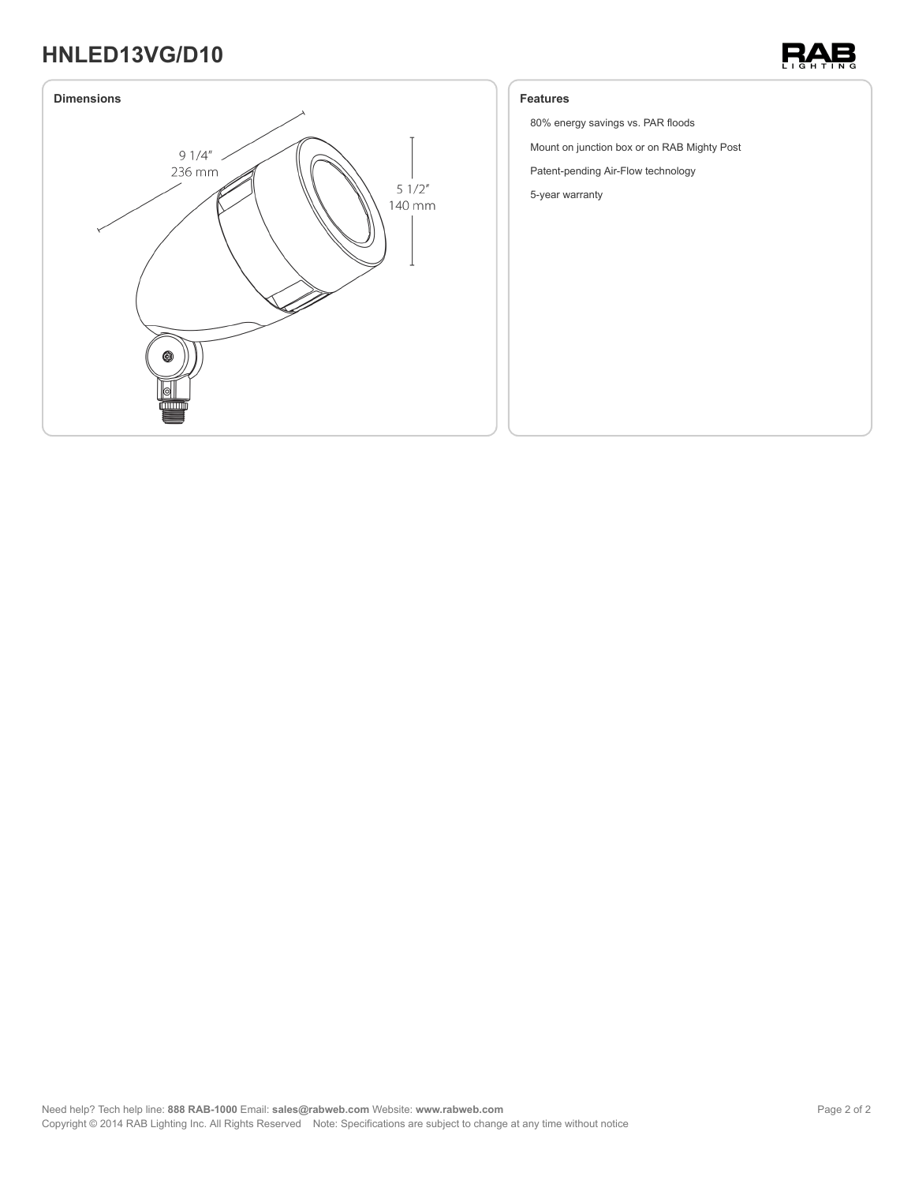# HNLED13VG/D10

## Dimensions

9 1/4"
236 mm

5 1/2"
140 mm

## Features

80% energy savings vs. PAR floods

Mount on junction box or on RAB Mighty Post

Patent-pending Air-Flow technology

5-year warranty

Need help? Tech help line: **888 RAB-1000** Email: **sales@rabweb.com** Website: **www.rabweb.com**
Copyright © 2014 RAB Lighting Inc. All Rights Reserved Note: Specifications are subject to change at any time without notice